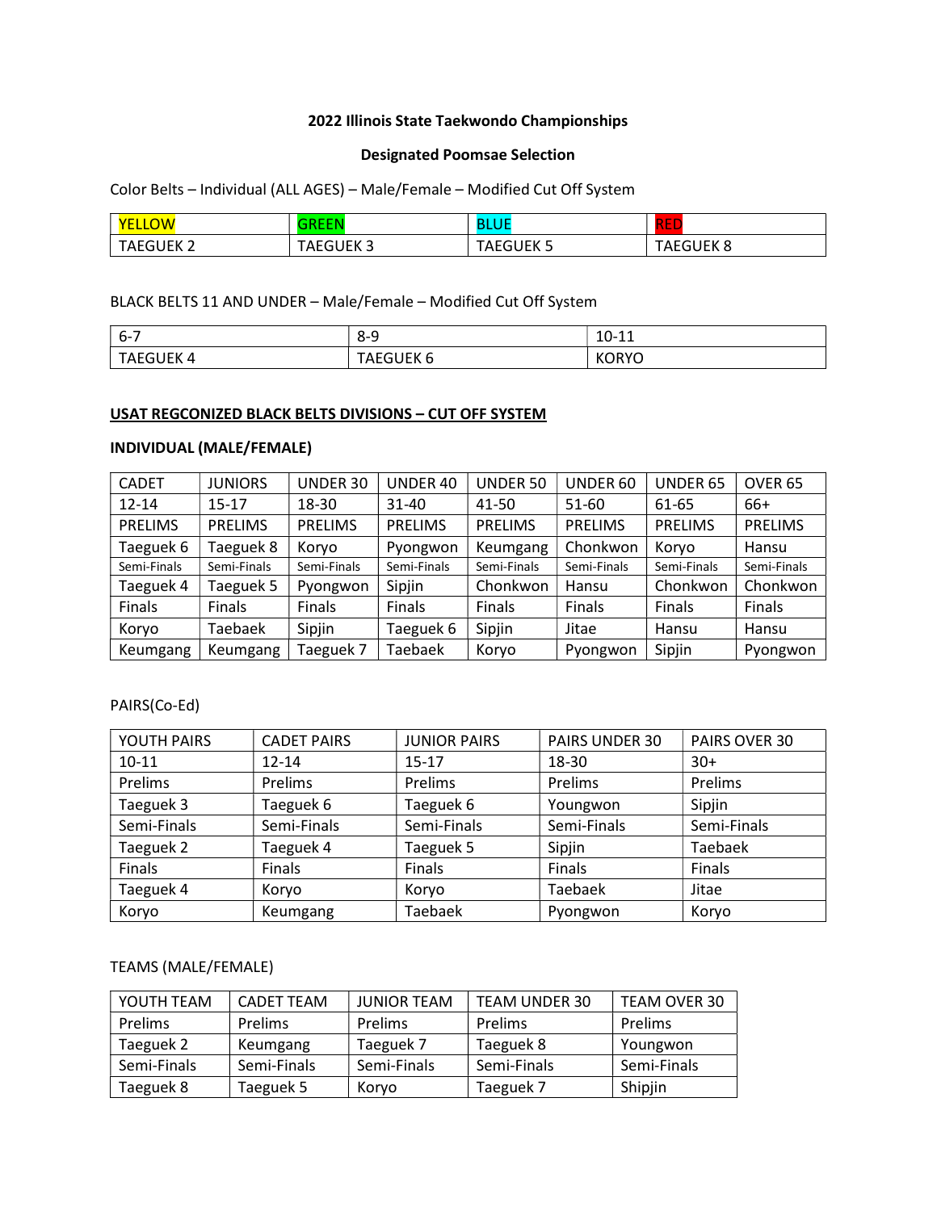**2022 Illinois State Taekwondo Championships**

**Designated Poomsae Selection**

Color Belts – Individual (ALL AGES) – Male/Female – Modified Cut Off System

| YELLOW | GREEN | BLUE | RED |
|---|---|---|---|
| TAEGUEK 2 | TAEGUEK 3 | TAEGUEK 5 | TAEGUEK 8 |

BLACK BELTS 11 AND UNDER – Male/Female – Modified Cut Off System

| 6-7 | 8-9 | 10-11 |
|---|---|---|
| TAEGUEK 4 | TAEGUEK 6 | KORYO |

**USAT REGCONIZED BLACK BELTS DIVISIONS – CUT OFF SYSTEM**

**INDIVIDUAL (MALE/FEMALE)**

| CADET | JUNIORS | UNDER 30 | UNDER 40 | UNDER 50 | UNDER 60 | UNDER 65 | OVER 65 |
|---|---|---|---|---|---|---|---|
| 12-14 | 15-17 | 18-30 | 31-40 | 41-50 | 51-60 | 61-65 | 66+ |
| PRELIMS | PRELIMS | PRELIMS | PRELIMS | PRELIMS | PRELIMS | PRELIMS | PRELIMS |
| Taeguek 6 | Taeguek 8 | Koryo | Pyongwon | Keumgang | Chonkwon | Koryo | Hansu |
| Semi-Finals | Semi-Finals | Semi-Finals | Semi-Finals | Semi-Finals | Semi-Finals | Semi-Finals | Semi-Finals |
| Taeguek 4 | Taeguek 5 | Pyongwon | Sipjin | Chonkwon | Hansu | Chonkwon | Chonkwon |
| Finals | Finals | Finals | Finals | Finals | Finals | Finals | Finals |
| Koryo | Taebaek | Sipjin | Taeguek 6 | Sipjin | Jitae | Hansu | Hansu |
| Keumgang | Keumgang | Taeguek 7 | Taebaek | Koryo | Pyongwon | Sipjin | Pyongwon |

PAIRS(Co-Ed)

| YOUTH PAIRS | CADET PAIRS | JUNIOR PAIRS | PAIRS UNDER 30 | PAIRS OVER 30 |
|---|---|---|---|---|
| 10-11 | 12-14 | 15-17 | 18-30 | 30+ |
| Prelims | Prelims | Prelims | Prelims | Prelims |
| Taeguek 3 | Taeguek 6 | Taeguek 6 | Youngwon | Sipjin |
| Semi-Finals | Semi-Finals | Semi-Finals | Semi-Finals | Semi-Finals |
| Taeguek 2 | Taeguek 4 | Taeguek 5 | Sipjin | Taebaek |
| Finals | Finals | Finals | Finals | Finals |
| Taeguek 4 | Koryo | Koryo | Taebaek | Jitae |
| Koryo | Keumgang | Taebaek | Pyongwon | Koryo |

TEAMS (MALE/FEMALE)

| YOUTH TEAM | CADET TEAM | JUNIOR TEAM | TEAM UNDER 30 | TEAM OVER 30 |
|---|---|---|---|---|
| Prelims | Prelims | Prelims | Prelims | Prelims |
| Taeguek 2 | Keumgang | Taeguek 7 | Taeguek 8 | Youngwon |
| Semi-Finals | Semi-Finals | Semi-Finals | Semi-Finals | Semi-Finals |
| Taeguek 8 | Taeguek 5 | Koryo | Taeguek 7 | Shipjin |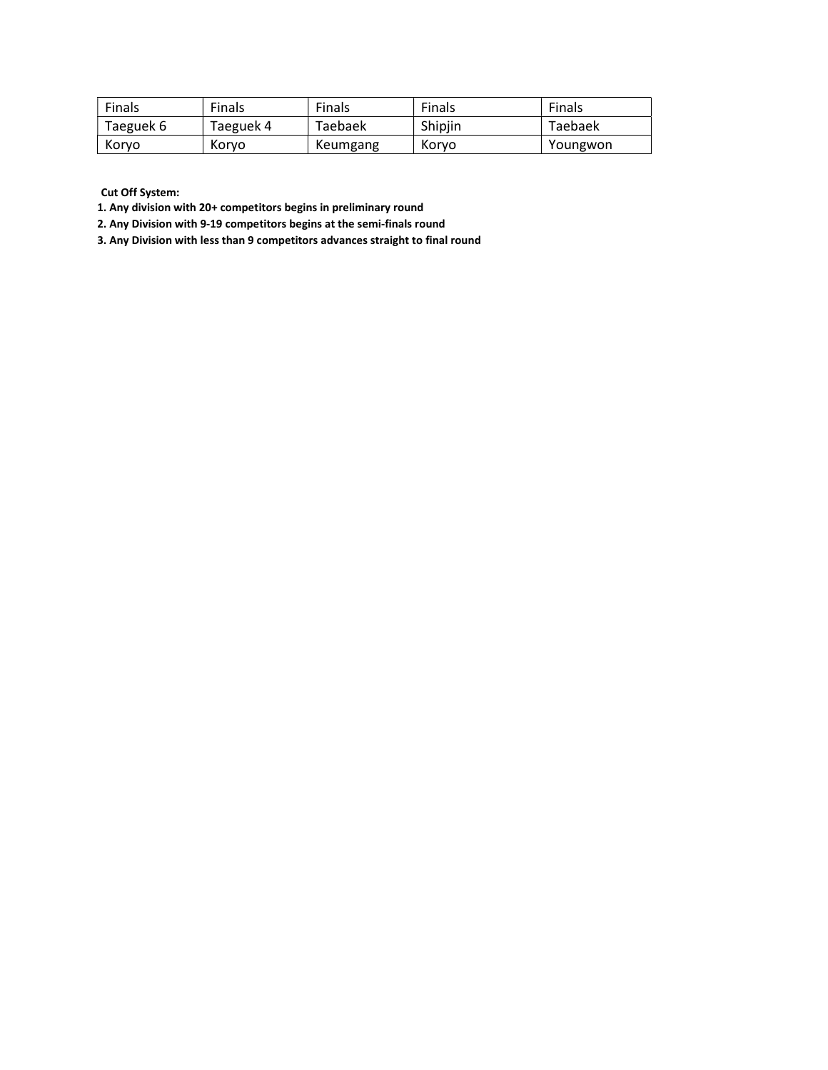| | | | | |
|---|---|---|---|---|
| Finals | Finals | Finals | Finals | Finals |
| Taeguek 6 | Taeguek 4 | Taebaek | Shipjin | Taebaek |
| Koryo | Koryo | Keumgang | Koryo | Youngwon |

**Cut Off System:**

**1. Any division with 20+ competitors begins in preliminary round**

**2. Any Division with 9-19 competitors begins at the semi-finals round**

**3. Any Division with less than 9 competitors advances straight to final round**